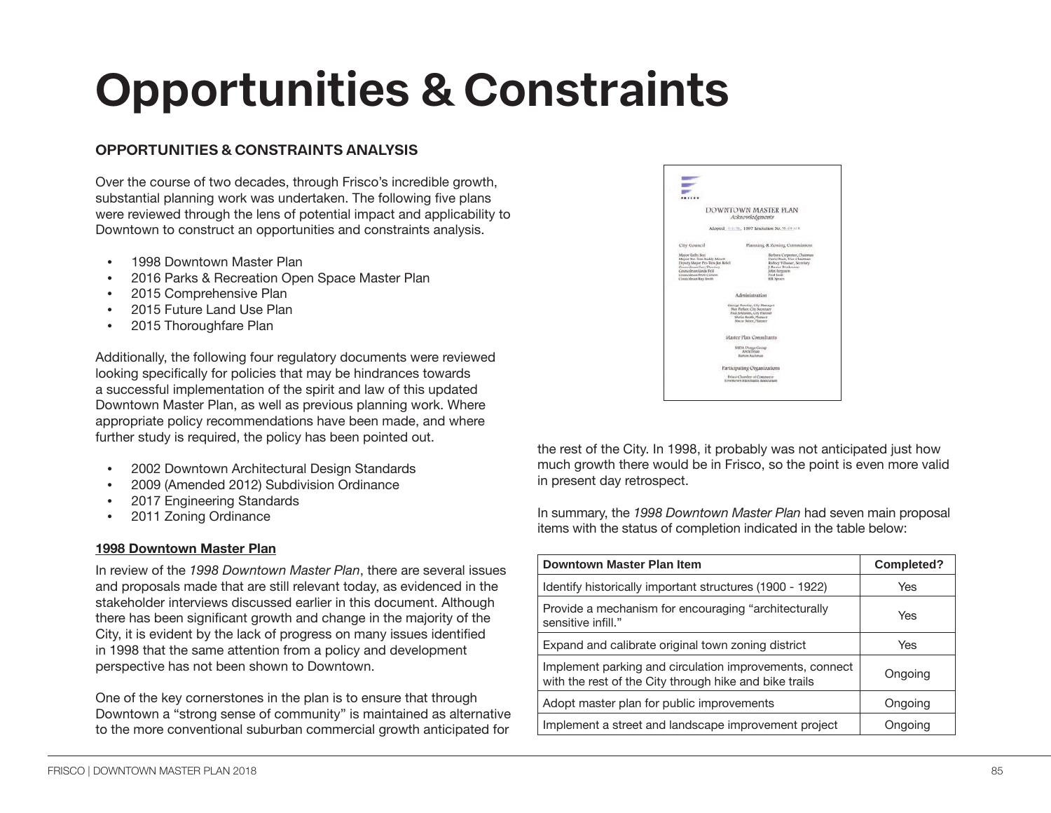# Opportunities & Constraints

## OPPORTUNITIES & CONSTRAINTS ANALYSIS

Over the course of two decades, through Frisco's incredible growth, substantial planning work was undertaken. The following five plans were reviewed through the lens of potential impact and applicability to Downtown to construct an opportunities and constraints analysis.

- 1998 Downtown Master Plan
- 2016 Parks & Recreation Open Space Master Plan
- 2015 Comprehensive Plan
- 2015 Future Land Use Plan
- 2015 Thoroughfare Plan

Additionally, the following four regulatory documents were reviewed looking specifically for policies that may be hindrances towards a successful implementation of the spirit and law of this updated Downtown Master Plan, as well as previous planning work. Where appropriate policy recommendations have been made, and where further study is required, the policy has been pointed out.

- 2002 Downtown Architectural Design Standards
- 2009 (Amended 2012) Subdivision Ordinance
- 2017 Engineering Standards
- 2011 Zoning Ordinance

**1998 Downtown Master Plan**

In review of the *1998 Downtown Master Plan*, there are several issues and proposals made that are still relevant today, as evidenced in the stakeholder interviews discussed earlier in this document. Although there has been significant growth and change in the majority of the City, it is evident by the lack of progress on many issues identified in 1998 that the same attention from a policy and development perspective has not been shown to Downtown.

One of the key cornerstones in the plan is to ensure that through Downtown a "strong sense of community" is maintained as alternative to the more conventional suburban commercial growth anticipated for the rest of the City. In 1998, it probably was not anticipated just how much growth there would be in Frisco, so the point is even more valid in present day retrospect.

In summary, the *1998 Downtown Master Plan* had seven main proposal items with the status of completion indicated in the table below:

| Downtown Master Plan Item | Completed? |
|---|---|
| Identify historically important structures (1900 - 1922) | Yes |
| Provide a mechanism for encouraging "architecturally sensitive infill." | Yes |
| Expand and calibrate original town zoning district | Yes |
| Implement parking and circulation improvements, connect with the rest of the City through hike and bike trails | Ongoing |
| Adopt master plan for public improvements | Ongoing |
| Implement a street and landscape improvement project | Ongoing |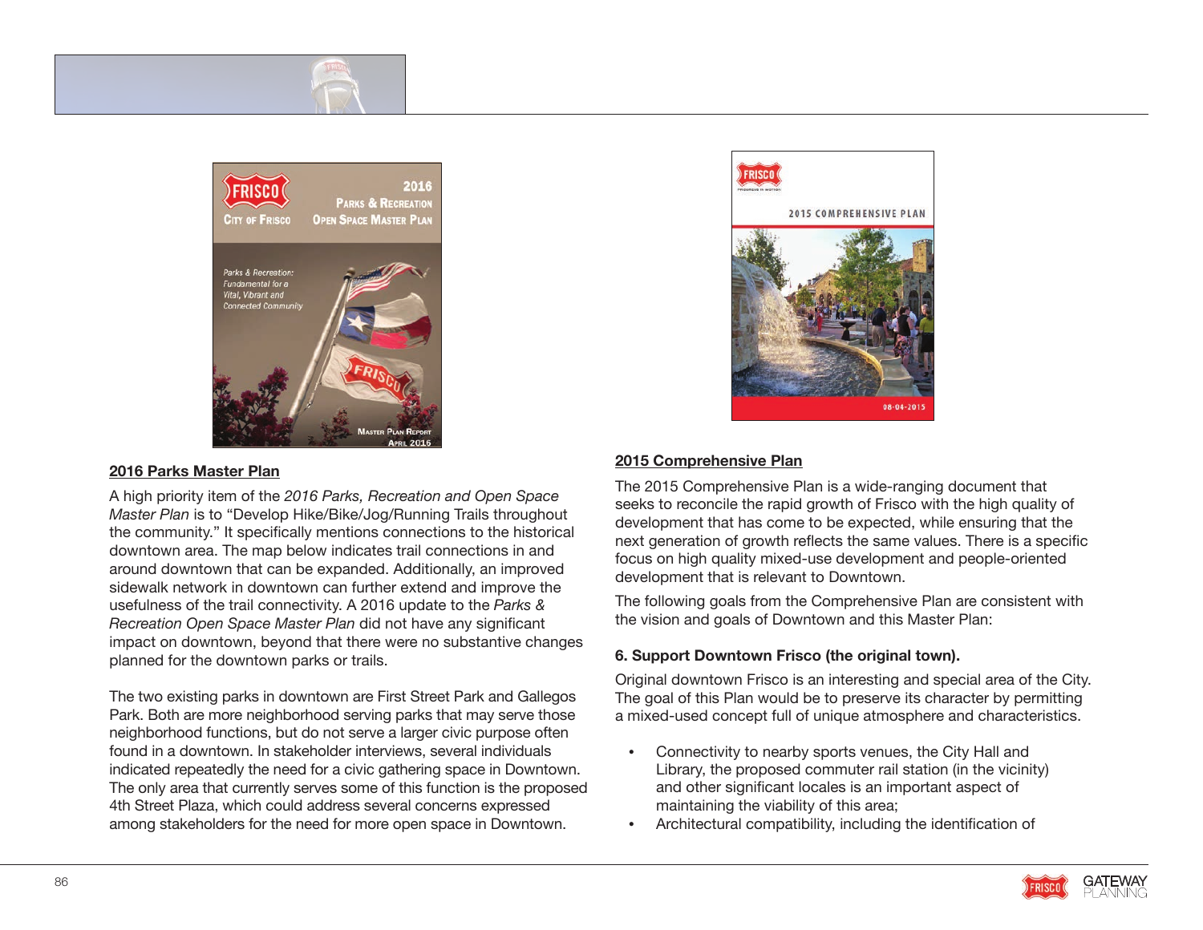## 2016 Parks Master Plan

A high priority item of the *2016 Parks, Recreation and Open Space Master Plan* is to "Develop Hike/Bike/Jog/Running Trails throughout the community." It specifically mentions connections to the historical downtown area. The map below indicates trail connections in and around downtown that can be expanded. Additionally, an improved sidewalk network in downtown can further extend and improve the usefulness of the trail connectivity. A 2016 update to the *Parks & Recreation Open Space Master Plan* did not have any significant impact on downtown, beyond that there were no substantive changes planned for the downtown parks or trails.

The two existing parks in downtown are First Street Park and Gallegos Park. Both are more neighborhood serving parks that may serve those neighborhood functions, but do not serve a larger civic purpose often found in a downtown. In stakeholder interviews, several individuals indicated repeatedly the need for a civic gathering space in Downtown. The only area that currently serves some of this function is the proposed 4th Street Plaza, which could address several concerns expressed among stakeholders for the need for more open space in Downtown.

## 2015 Comprehensive Plan

The 2015 Comprehensive Plan is a wide-ranging document that seeks to reconcile the rapid growth of Frisco with the high quality of development that has come to be expected, while ensuring that the next generation of growth reflects the same values. There is a specific focus on high quality mixed-use development and people-oriented development that is relevant to Downtown.

The following goals from the Comprehensive Plan are consistent with the vision and goals of Downtown and this Master Plan:

**6. Support Downtown Frisco (the original town).**

Original downtown Frisco is an interesting and special area of the City. The goal of this Plan would be to preserve its character by permitting a mixed-used concept full of unique atmosphere and characteristics.

- Connectivity to nearby sports venues, the City Hall and Library, the proposed commuter rail station (in the vicinity) and other significant locales is an important aspect of maintaining the viability of this area;
- Architectural compatibility, including the identification of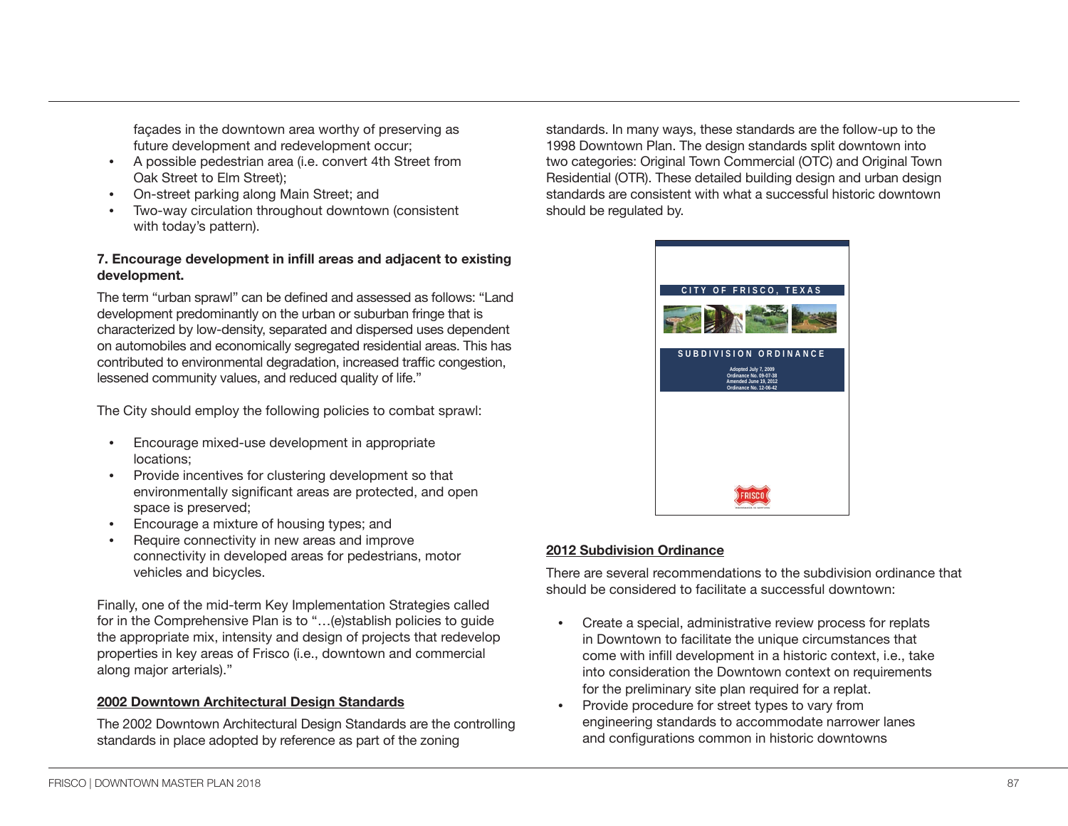façades in the downtown area worthy of preserving as future development and redevelopment occur;

- A possible pedestrian area (i.e. convert 4th Street from Oak Street to Elm Street);
- On-street parking along Main Street; and
- Two-way circulation throughout downtown (consistent with today's pattern).

**7. Encourage development in infill areas and adjacent to existing development.**

The term "urban sprawl" can be defined and assessed as follows: "Land development predominantly on the urban or suburban fringe that is characterized by low-density, separated and dispersed uses dependent on automobiles and economically segregated residential areas. This has contributed to environmental degradation, increased traffic congestion, lessened community values, and reduced quality of life."

The City should employ the following policies to combat sprawl:

- Encourage mixed-use development in appropriate locations;
- Provide incentives for clustering development so that environmentally significant areas are protected, and open space is preserved;
- Encourage a mixture of housing types; and
- Require connectivity in new areas and improve connectivity in developed areas for pedestrians, motor vehicles and bicycles.

Finally, one of the mid-term Key Implementation Strategies called for in the Comprehensive Plan is to "…(e)stablish policies to guide the appropriate mix, intensity and design of projects that redevelop properties in key areas of Frisco (i.e., downtown and commercial along major arterials)."

**2002 Downtown Architectural Design Standards**

The 2002 Downtown Architectural Design Standards are the controlling standards in place adopted by reference as part of the zoning standards. In many ways, these standards are the follow-up to the 1998 Downtown Plan. The design standards split downtown into two categories: Original Town Commercial (OTC) and Original Town Residential (OTR). These detailed building design and urban design standards are consistent with what a successful historic downtown should be regulated by.

CITY OF FRISCO, TEXAS

SUBDIVISION ORDINANCE

Adopted July 7, 2009
Ordinance No. 09-07-38
Amended June 19, 2012
Ordinance No. 12-06-42

**2012 Subdivision Ordinance**

There are several recommendations to the subdivision ordinance that should be considered to facilitate a successful downtown:

- Create a special, administrative review process for replats in Downtown to facilitate the unique circumstances that come with infill development in a historic context, i.e., take into consideration the Downtown context on requirements for the preliminary site plan required for a replat.
- Provide procedure for street types to vary from engineering standards to accommodate narrower lanes and configurations common in historic downtowns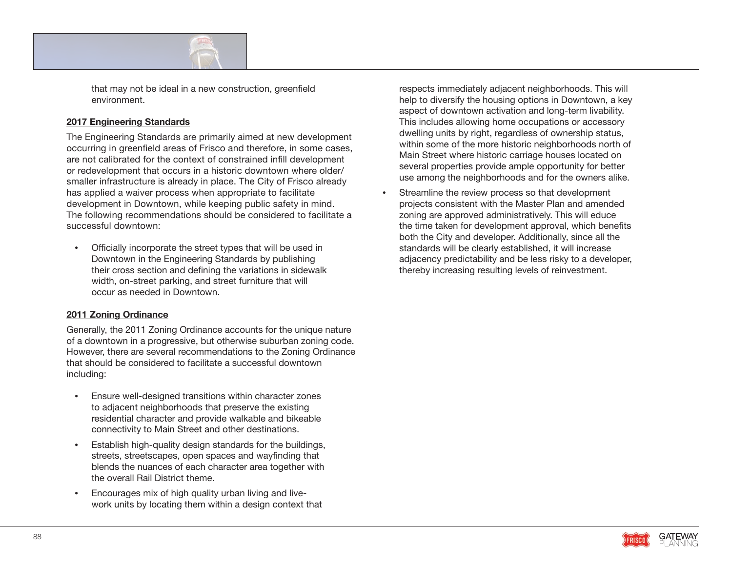that may not be ideal in a new construction, greenfield environment.

**2017 Engineering Standards**

The Engineering Standards are primarily aimed at new development occurring in greenfield areas of Frisco and therefore, in some cases, are not calibrated for the context of constrained infill development or redevelopment that occurs in a historic downtown where older/ smaller infrastructure is already in place. The City of Frisco already has applied a waiver process when appropriate to facilitate development in Downtown, while keeping public safety in mind. The following recommendations should be considered to facilitate a successful downtown:

- Officially incorporate the street types that will be used in Downtown in the Engineering Standards by publishing their cross section and defining the variations in sidewalk width, on-street parking, and street furniture that will occur as needed in Downtown.

**2011 Zoning Ordinance**

Generally, the 2011 Zoning Ordinance accounts for the unique nature of a downtown in a progressive, but otherwise suburban zoning code. However, there are several recommendations to the Zoning Ordinance that should be considered to facilitate a successful downtown including:

- Ensure well-designed transitions within character zones to adjacent neighborhoods that preserve the existing residential character and provide walkable and bikeable connectivity to Main Street and other destinations.
- Establish high-quality design standards for the buildings, streets, streetscapes, open spaces and wayfinding that blends the nuances of each character area together with the overall Rail District theme.
- Encourages mix of high quality urban living and live-work units by locating them within a design context that respects immediately adjacent neighborhoods. This will help to diversify the housing options in Downtown, a key aspect of downtown activation and long-term livability. This includes allowing home occupations or accessory dwelling units by right, regardless of ownership status, within some of the more historic neighborhoods north of Main Street where historic carriage houses located on several properties provide ample opportunity for better use among the neighborhoods and for the owners alike.
- Streamline the review process so that development projects consistent with the Master Plan and amended zoning are approved administratively. This will educe the time taken for development approval, which benefits both the City and developer. Additionally, since all the standards will be clearly established, it will increase adjacency predictability and be less risky to a developer, thereby increasing resulting levels of reinvestment.